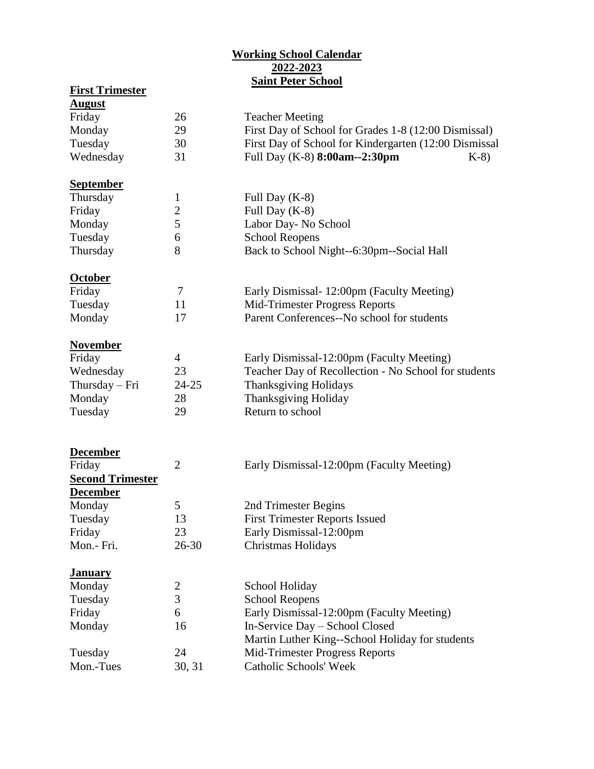# Working School Calendar
## 2022-2023
## Saint Peter School

### First Trimester

**August**

| | | |
|---|---|---|
| Friday | 26 | Teacher Meeting |
| Monday | 29 | First Day of School for Grades 1-8 (12:00 Dismissal) |
| Tuesday | 30 | First Day of School for Kindergarten (12:00 Dismissal K-8) |
| Wednesday | 31 | Full Day (K-8) **8:00am--2:30pm** |

**September**

| | | |
|---|---|---|
| Thursday | 1 | Full Day (K-8) |
| Friday | 2 | Full Day (K-8) |
| Monday | 5 | Labor Day- No School |
| Tuesday | 6 | School Reopens |
| Thursday | 8 | Back to School Night--6:30pm--Social Hall |

**October**

| | | |
|---|---|---|
| Friday | 7 | Early Dismissal- 12:00pm (Faculty Meeting) |
| Tuesday | 11 | Mid-Trimester Progress Reports |
| Monday | 17 | Parent Conferences--No school for students |

**November**

| | | |
|---|---|---|
| Friday | 4 | Early Dismissal-12:00pm (Faculty Meeting) |
| Wednesday | 23 | Teacher Day of Recollection - No School for students |
| Thursday – Fri | 24-25 | Thanksgiving Holidays |
| Monday | 28 | Thanksgiving Holiday |
| Tuesday | 29 | Return to school |

**December**

| | | |
|---|---|---|
| Friday | 2 | Early Dismissal-12:00pm (Faculty Meeting) |

### Second Trimester

**December**

| | | |
|---|---|---|
| Monday | 5 | 2nd Trimester Begins |
| Tuesday | 13 | First Trimester Reports Issued |
| Friday | 23 | Early Dismissal-12:00pm |
| Mon.- Fri. | 26-30 | Christmas Holidays |

**January**

| | | |
|---|---|---|
| Monday | 2 | School Holiday |
| Tuesday | 3 | School Reopens |
| Friday | 6 | Early Dismissal-12:00pm (Faculty Meeting) |
| Monday | 16 | In-Service Day – School Closed<br>Martin Luther King--School Holiday for students |
| Tuesday | 24 | Mid-Trimester Progress Reports |
| Mon.-Tues | 30, 31 | Catholic Schools' Week |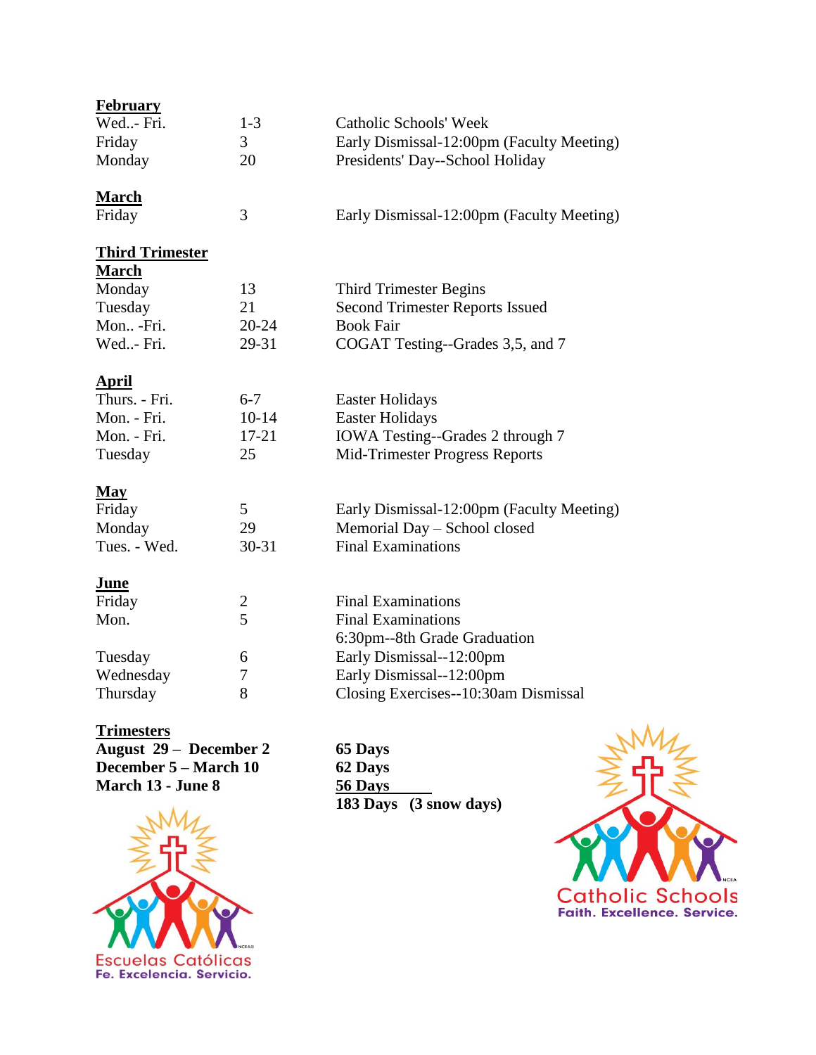**February**

| | | |
|---|---|---|
| Wed..- Fri. | 1-3 | Catholic Schools' Week |
| Friday | 3 | Early Dismissal-12:00pm (Faculty Meeting) |
| Monday | 20 | Presidents' Day--School Holiday |

**March**

| | | |
|---|---|---|
| Friday | 3 | Early Dismissal-12:00pm (Faculty Meeting) |

**Third Trimester**

**March**

| | | |
|---|---|---|
| Monday | 13 | Third Trimester Begins |
| Tuesday | 21 | Second Trimester Reports Issued |
| Mon.. -Fri. | 20-24 | Book Fair |
| Wed..- Fri. | 29-31 | COGAT Testing--Grades 3,5, and 7 |

**April**

| | | |
|---|---|---|
| Thurs. - Fri. | 6-7 | Easter Holidays |
| Mon. - Fri. | 10-14 | Easter Holidays |
| Mon. - Fri. | 17-21 | IOWA Testing--Grades 2 through 7 |
| Tuesday | 25 | Mid-Trimester Progress Reports |

**May**

| | | |
|---|---|---|
| Friday | 5 | Early Dismissal-12:00pm (Faculty Meeting) |
| Monday | 29 | Memorial Day – School closed |
| Tues. - Wed. | 30-31 | Final Examinations |

**June**

| | | |
|---|---|---|
| Friday | 2 | Final Examinations |
| Mon. | 5 | Final Examinations<br>6:30pm--8th Grade Graduation |
| Tuesday | 6 | Early Dismissal--12:00pm |
| Wednesday | 7 | Early Dismissal--12:00pm |
| Thursday | 8 | Closing Exercises--10:30am Dismissal |

**Trimesters**

| | |
|---|---|
| **August 29 – December 2** | **65 Days** |
| **December 5 – March 10** | **62 Days** |
| **March 13 - June 8** | **56 Days** |
| | **183 Days (3 snow days)** |

Escuelas Católicas
Fe. Excelencia. Servicio.

Catholic Schools
Faith. Excellence. Service.